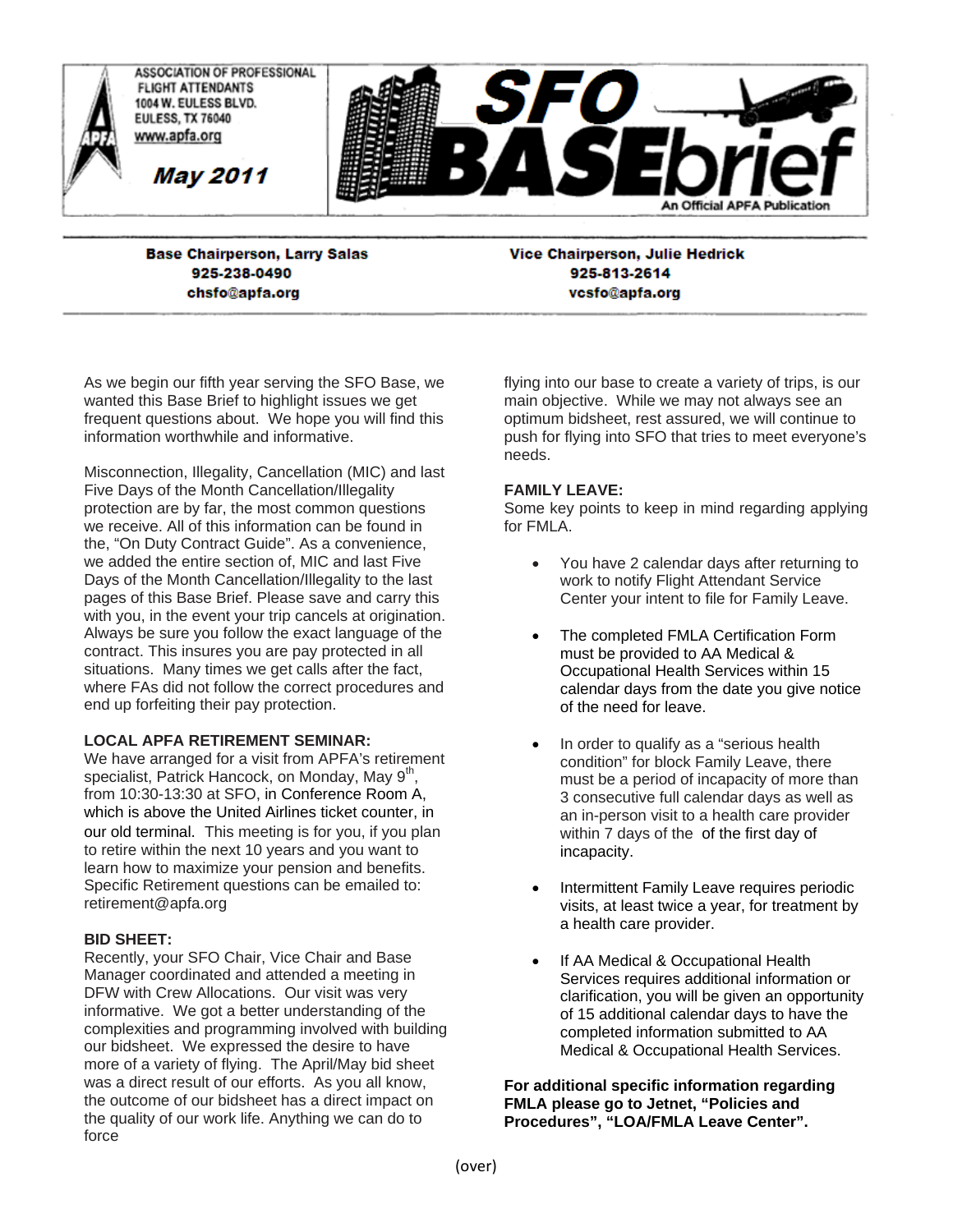ASSOCIATION OF PROFESSIONAL FLIGHT ATTENDANTS
1004 W. EULESS BLVD.
EULESS, TX 76040
www.apfa.org

**May 2011**

# SFO BASEbrief

An Official APFA Publication

**Base Chairperson, Larry Salas**
**925-238-0490**
**chsfo@apfa.org**

**Vice Chairperson, Julie Hedrick**
**925-813-2614**
**vcsfo@apfa.org**

As we begin our fifth year serving the SFO Base, we wanted this Base Brief to highlight issues we get frequent questions about. We hope you will find this information worthwhile and informative.

Misconnection, Illegality, Cancellation (MIC) and last Five Days of the Month Cancellation/Illegality protection are by far, the most common questions we receive. All of this information can be found in the, "On Duty Contract Guide". As a convenience, we added the entire section of, MIC and last Five Days of the Month Cancellation/Illegality to the last pages of this Base Brief. Please save and carry this with you, in the event your trip cancels at origination. Always be sure you follow the exact language of the contract. This insures you are pay protected in all situations. Many times we get calls after the fact, where FAs did not follow the correct procedures and end up forfeiting their pay protection.

**LOCAL APFA RETIREMENT SEMINAR:**
We have arranged for a visit from APFA's retirement specialist, Patrick Hancock, on Monday, May 9th, from 10:30-13:30 at SFO, in Conference Room A, which is above the United Airlines ticket counter, in our old terminal. This meeting is for you, if you plan to retire within the next 10 years and you want to learn how to maximize your pension and benefits. Specific Retirement questions can be emailed to: retirement@apfa.org

**BID SHEET:**
Recently, your SFO Chair, Vice Chair and Base Manager coordinated and attended a meeting in DFW with Crew Allocations. Our visit was very informative. We got a better understanding of the complexities and programming involved with building our bidsheet. We expressed the desire to have more of a variety of flying. The April/May bid sheet was a direct result of our efforts. As you all know, the outcome of our bidsheet has a direct impact on the quality of our work life. Anything we can do to force flying into our base to create a variety of trips, is our main objective. While we may not always see an optimum bidsheet, rest assured, we will continue to push for flying into SFO that tries to meet everyone's needs.

**FAMILY LEAVE:**
Some key points to keep in mind regarding applying for FMLA.

- You have 2 calendar days after returning to work to notify Flight Attendant Service Center your intent to file for Family Leave.
- The completed FMLA Certification Form must be provided to AA Medical & Occupational Health Services within 15 calendar days from the date you give notice of the need for leave.
- In order to qualify as a "serious health condition" for block Family Leave, there must be a period of incapacity of more than 3 consecutive full calendar days as well as an in-person visit to a health care provider within 7 days of the of the first day of incapacity.
- Intermittent Family Leave requires periodic visits, at least twice a year, for treatment by a health care provider.
- If AA Medical & Occupational Health Services requires additional information or clarification, you will be given an opportunity of 15 additional calendar days to have the completed information submitted to AA Medical & Occupational Health Services.

**For additional specific information regarding FMLA please go to Jetnet, "Policies and Procedures", "LOA/FMLA Leave Center".**

(over)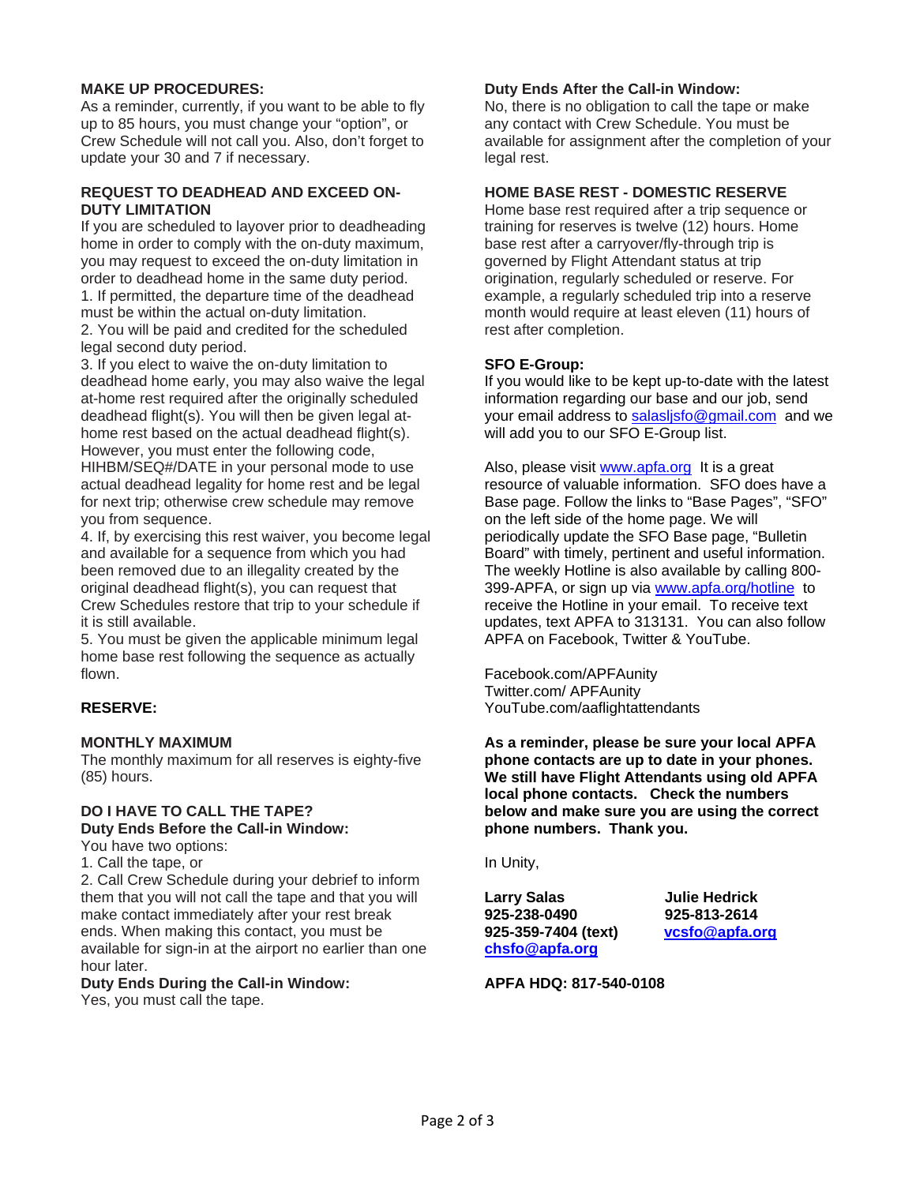### MAKE UP PROCEDURES:

As a reminder, currently, if you want to be able to fly up to 85 hours, you must change your "option", or Crew Schedule will not call you. Also, don't forget to update your 30 and 7 if necessary.

### REQUEST TO DEADHEAD AND EXCEED ON-DUTY LIMITATION

If you are scheduled to layover prior to deadheading home in order to comply with the on-duty maximum, you may request to exceed the on-duty limitation in order to deadhead home in the same duty period.

1. If permitted, the departure time of the deadhead must be within the actual on-duty limitation.
2. You will be paid and credited for the scheduled legal second duty period.
3. If you elect to waive the on-duty limitation to deadhead home early, you may also waive the legal at-home rest required after the originally scheduled deadhead flight(s). You will then be given legal at-home rest based on the actual deadhead flight(s). However, you must enter the following code, HIHBM/SEQ#/DATE in your personal mode to use actual deadhead legality for home rest and be legal for next trip; otherwise crew schedule may remove you from sequence.
4. If, by exercising this rest waiver, you become legal and available for a sequence from which you had been removed due to an illegality created by the original deadhead flight(s), you can request that Crew Schedules restore that trip to your schedule if it is still available.
5. You must be given the applicable minimum legal home base rest following the sequence as actually flown.

## RESERVE:

### MONTHLY MAXIMUM

The monthly maximum for all reserves is eighty-five (85) hours.

### DO I HAVE TO CALL THE TAPE?

**Duty Ends Before the Call-in Window:**

You have two options:

1. Call the tape, or
2. Call Crew Schedule during your debrief to inform them that you will not call the tape and that you will make contact immediately after your rest break ends. When making this contact, you must be available for sign-in at the airport no earlier than one hour later.

**Duty Ends During the Call-in Window:**

Yes, you must call the tape.

**Duty Ends After the Call-in Window:**

No, there is no obligation to call the tape or make any contact with Crew Schedule. You must be available for assignment after the completion of your legal rest.

### HOME BASE REST - DOMESTIC RESERVE

Home base rest required after a trip sequence or training for reserves is twelve (12) hours. Home base rest after a carryover/fly-through trip is governed by Flight Attendant status at trip origination, regularly scheduled or reserve. For example, a regularly scheduled trip into a reserve month would require at least eleven (11) hours of rest after completion.

### SFO E-Group:

If you would like to be kept up-to-date with the latest information regarding our base and our job, send your email address to salasljsfo@gmail.com and we will add you to our SFO E-Group list.

Also, please visit www.apfa.org It is a great resource of valuable information. SFO does have a Base page. Follow the links to "Base Pages", "SFO" on the left side of the home page. We will periodically update the SFO Base page, "Bulletin Board" with timely, pertinent and useful information. The weekly Hotline is also available by calling 800-399-APFA, or sign up via www.apfa.org/hotline to receive the Hotline in your email. To receive text updates, text APFA to 313131. You can also follow APFA on Facebook, Twitter & YouTube.

Facebook.com/APFAunity
Twitter.com/ APFAunity
YouTube.com/aaflightattendants

**As a reminder, please be sure your local APFA phone contacts are up to date in your phones. We still have Flight Attendants using old APFA local phone contacts. Check the numbers below and make sure you are using the correct phone numbers. Thank you.**

In Unity,

**Larry Salas**
**925-238-0490**
**925-359-7404 (text)**
**chsfo@apfa.org**

**Julie Hedrick**
**925-813-2614**
**vcsfo@apfa.org**

**APFA HDQ: 817-540-0108**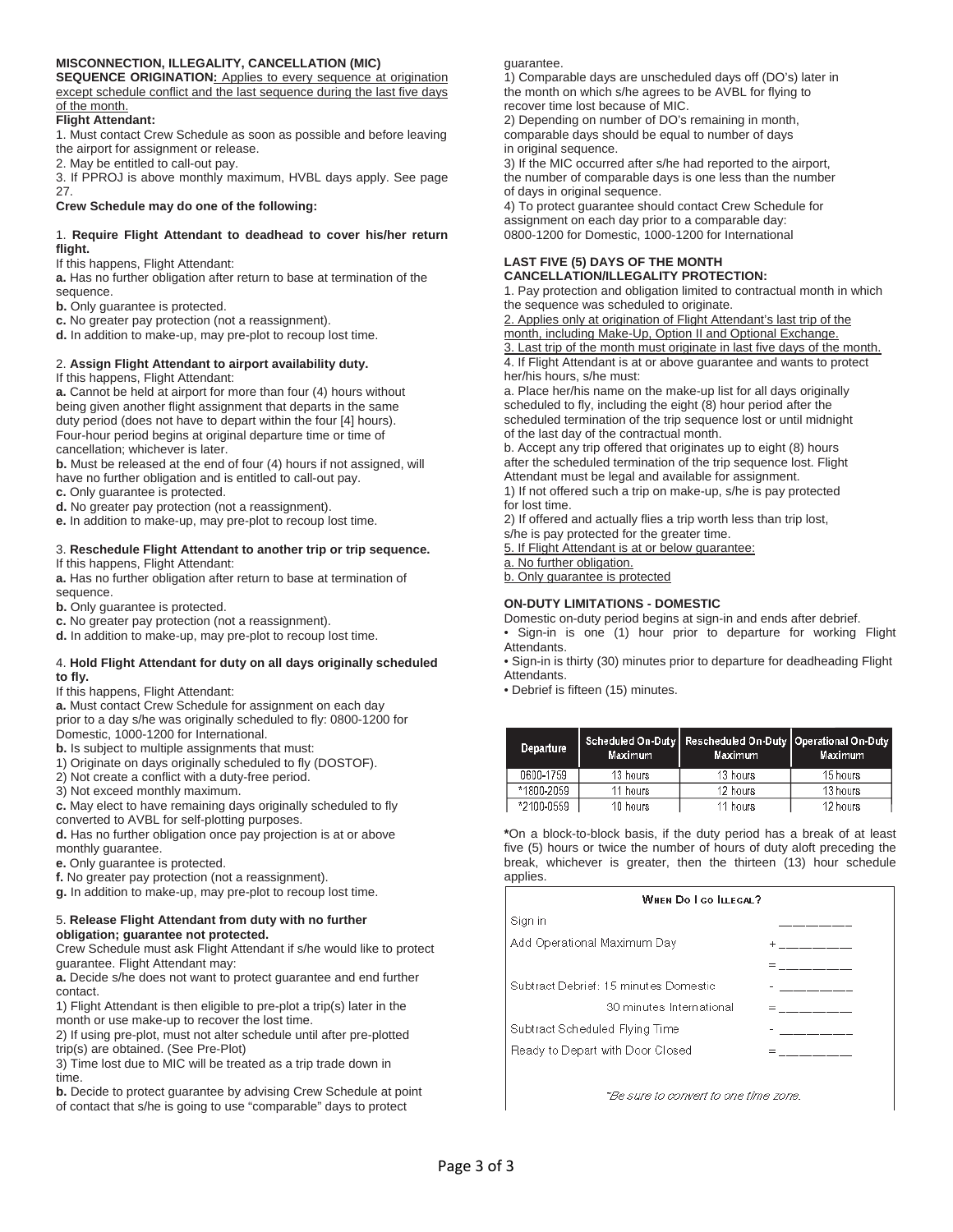## MISCONNECTION, ILLEGALITY, CANCELLATION (MIC)

**SEQUENCE ORIGINATION:** Applies to every sequence at origination except schedule conflict and the last sequence during the last five days of the month.

**Flight Attendant:**

1. Must contact Crew Schedule as soon as possible and before leaving the airport for assignment or release.
2. May be entitled to call-out pay.
3. If PPROJ is above monthly maximum, HVBL days apply. See page 27.

**Crew Schedule may do one of the following:**

1. **Require Flight Attendant to deadhead to cover his/her return flight.**

If this happens, Flight Attendant:

**a.** Has no further obligation after return to base at termination of the sequence.
**b.** Only guarantee is protected.
**c.** No greater pay protection (not a reassignment).
**d.** In addition to make-up, may pre-plot to recoup lost time.

2. **Assign Flight Attendant to airport availability duty.**

If this happens, Flight Attendant:

**a.** Cannot be held at airport for more than four (4) hours without being given another flight assignment that departs in the same duty period (does not have to depart within the four [4] hours). Four-hour period begins at original departure time or time of cancellation; whichever is later.
**b.** Must be released at the end of four (4) hours if not assigned, will have no further obligation and is entitled to call-out pay.
**c.** Only guarantee is protected.
**d.** No greater pay protection (not a reassignment).
**e.** In addition to make-up, may pre-plot to recoup lost time.

3. **Reschedule Flight Attendant to another trip or trip sequence.**

If this happens, Flight Attendant:

**a.** Has no further obligation after return to base at termination of sequence.
**b.** Only guarantee is protected.
**c.** No greater pay protection (not a reassignment).
**d.** In addition to make-up, may pre-plot to recoup lost time.

4. **Hold Flight Attendant for duty on all days originally scheduled to fly.**

If this happens, Flight Attendant:

**a.** Must contact Crew Schedule for assignment on each day prior to a day s/he was originally scheduled to fly: 0800-1200 for Domestic, 1000-1200 for International.
**b.** Is subject to multiple assignments that must:
1) Originate on days originally scheduled to fly (DOSTOF).
2) Not create a conflict with a duty-free period.
3) Not exceed monthly maximum.
**c.** May elect to have remaining days originally scheduled to fly converted to AVBL for self-plotting purposes.
**d.** Has no further obligation once pay projection is at or above monthly guarantee.
**e.** Only guarantee is protected.
**f.** No greater pay protection (not a reassignment).
**g.** In addition to make-up, may pre-plot to recoup lost time.

5. **Release Flight Attendant from duty with no further obligation; guarantee not protected.**

Crew Schedule must ask Flight Attendant if s/he would like to protect guarantee. Flight Attendant may:

**a.** Decide s/he does not want to protect guarantee and end further contact.
1) Flight Attendant is then eligible to pre-plot a trip(s) later in the month or use make-up to recover the lost time.
2) If using pre-plot, must not alter schedule until after pre-plotted trip(s) are obtained. (See Pre-Plot)
3) Time lost due to MIC will be treated as a trip trade down in time.

**b.** Decide to protect guarantee by advising Crew Schedule at point of contact that s/he is going to use "comparable" days to protect guarantee.
1) Comparable days are unscheduled days off (DO's) later in the month on which s/he agrees to be AVBL for flying to recover time lost because of MIC.
2) Depending on number of DO's remaining in month, comparable days should be equal to number of days in original sequence.
3) If the MIC occurred after s/he had reported to the airport, the number of comparable days is one less than the number of days in original sequence.
4) To protect guarantee should contact Crew Schedule for assignment on each day prior to a comparable day: 0800-1200 for Domestic, 1000-1200 for International

### LAST FIVE (5) DAYS OF THE MONTH CANCELLATION/ILLEGALITY PROTECTION:

1. Pay protection and obligation limited to contractual month in which the sequence was scheduled to originate.
2. Applies only at origination of Flight Attendant's last trip of the month, including Make-Up, Option II and Optional Exchange.
3. Last trip of the month must originate in last five days of the month.
4. If Flight Attendant is at or above guarantee and wants to protect her/his hours, s/he must:

a. Place her/his name on the make-up list for all days originally scheduled to fly, including the eight (8) hour period after the scheduled termination of the trip sequence lost or until midnight of the last day of the contractual month.
b. Accept any trip offered that originates up to eight (8) hours after the scheduled termination of the trip sequence lost. Flight Attendant must be legal and available for assignment.
1) If not offered such a trip on make-up, s/he is pay protected for lost time.
2) If offered and actually flies a trip worth less than trip lost, s/he is pay protected for the greater time.

5. If Flight Attendant is at or below guarantee:

a. No further obligation.
b. Only guarantee is protected

### ON-DUTY LIMITATIONS - DOMESTIC

Domestic on-duty period begins at sign-in and ends after debrief.

- Sign-in is one (1) hour prior to departure for working Flight Attendants.
- Sign-in is thirty (30) minutes prior to departure for deadheading Flight Attendants.
- Debrief is fifteen (15) minutes.

| Departure | Scheduled On-Duty Maximum | Rescheduled On-Duty Maximum | Operational On-Duty Maximum |
|---|---|---|---|
| 0600-1759 | 13 hours | 13 hours | 15 hours |
| *1800-2059 | 11 hours | 12 hours | 13 hours |
| *2100-0559 | 10 hours | 11 hours | 12 hours |

*On a block-to-block basis, if the duty period has a break of at least five (5) hours or twice the number of hours of duty aloft preceding the break, whichever is greater, then the thirteen (13) hour schedule applies.

| WHEN DO I GO ILLEGAL? | |
|---|---|
| Sign in | ________ |
| Add Operational Maximum Day | + ________ |
| | = ________ |
| Subtract Debrief: 15 minutes Domestic | - ________ |
| 30 minutes International | = ________ |
| Subtract Scheduled Flying Time | - ________ |
| Ready to Depart with Door Closed | = ________ |

*Be sure to convert to one time zone.*